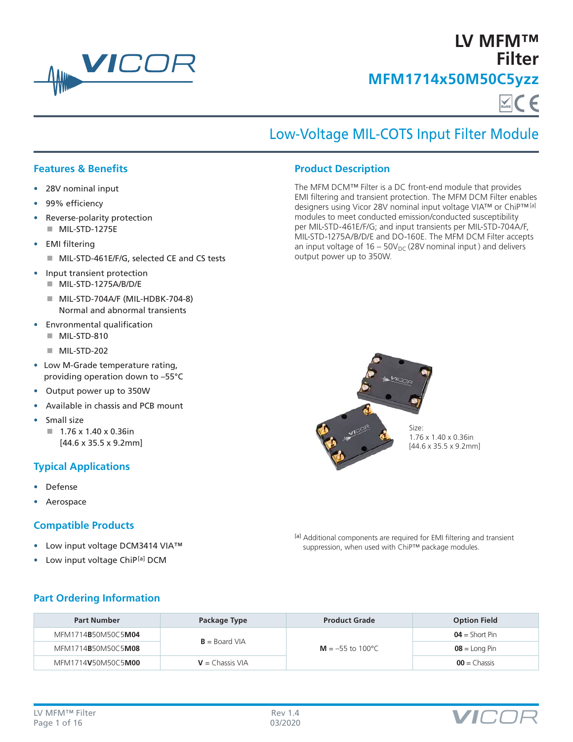# LV MFM™ Filter

## MFM1714x50M50C5yzz

## Low-Voltage MIL-COTS Input Filter Module

### Features & Benefits

- 28V nominal input
- 99% efficiency
- Reverse-polarity protection
  - MIL-STD-1275E
- EMI filtering
  - MIL-STD-461E/F/G, selected CE and CS tests
- Input transient protection
  - MIL-STD-1275A/B/D/E
  - MIL-STD-704A/F (MIL-HDBK-704-8) Normal and abnormal transients
- Envronmental qualification
  - MIL-STD-810
  - MIL-STD-202
- Low M-Grade temperature rating, providing operation down to –55°C
- Output power up to 350W
- Available in chassis and PCB mount
- Small size
  - 1.76 x 1.40 x 0.36in [44.6 x 35.5 x 9.2mm]

### Typical Applications

- Defense
- Aerospace

### Compatible Products

- Low input voltage DCM3414 VIA™
- Low input voltage ChiP[a] DCM

### Product Description

The MFM DCM™ Filter is a DC front-end module that provides EMI filtering and transient protection. The MFM DCM Filter enables designers using Vicor 28V nominal input voltage VIA™ or ChiP™[a] modules to meet conducted emission/conducted susceptibility per MIL-STD-461E/F/G; and input transients per MIL-STD-704A/F, MIL-STD-1275A/B/D/E and DO-160E. The MFM DCM Filter accepts an input voltage of 16 – 50$V_{DC}$ (28V nominal input) and delivers output power up to 350W.

Size:
1.76 x 1.40 x 0.36in
[44.6 x 35.5 x 9.2mm]

[a] Additional components are required for EMI filtering and transient suppression, when used with ChiP™ package modules.

### Part Ordering Information

| Part Number | Package Type | Product Grade | Option Field |
|---|---|---|---|
| MFM1714**B**50M50C5**M04** | **B** = Board VIA | **M** = –55 to 100°C | **04** = Short Pin |
| MFM1714**B**50M50C5**M08** | | | **08** = Long Pin |
| MFM1714**V**50M50C5**M00** | **V** = Chassis VIA | | **00** = Chassis |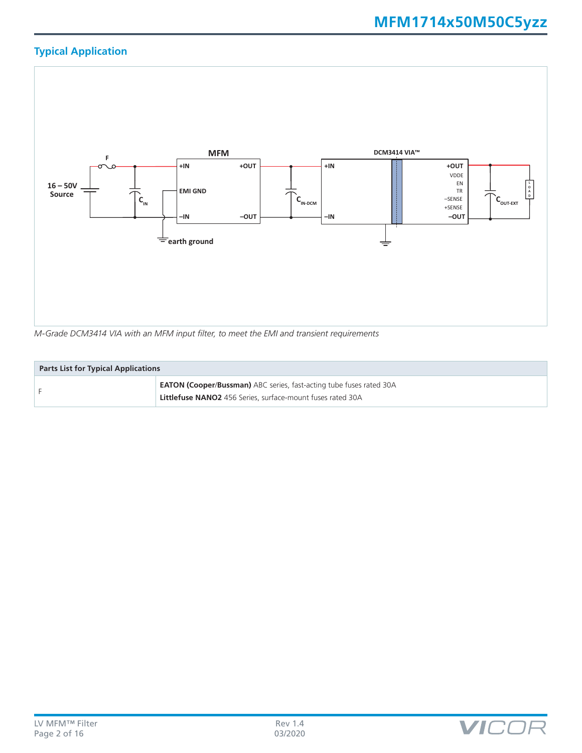## Typical Application

*M-Grade DCM3414 VIA with an MFM input filter, to meet the EMI and transient requirements*

| Parts List for Typical Applications | |
|---|---|
| F | **EATON (Cooper/Bussman)** ABC series, fast-acting tube fuses rated 30A<br>**Littlefuse NANO2** 456 Series, surface-mount fuses rated 30A |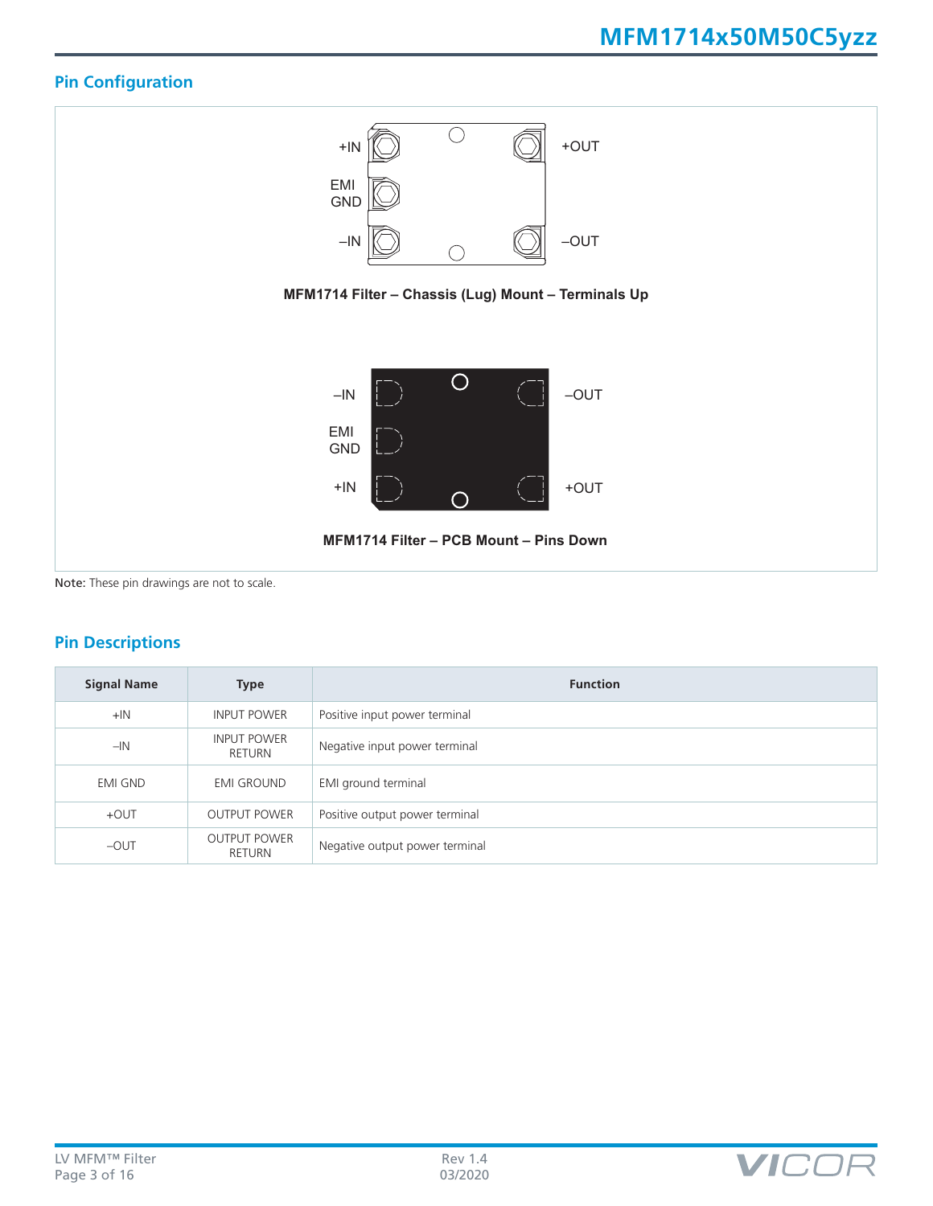## Pin Configuration

+IN

EMI GND

–IN

+OUT

–OUT

**MFM1714 Filter – Chassis (Lug) Mount – Terminals Up**

–IN

EMI GND

+IN

–OUT

+OUT

**MFM1714 Filter – PCB Mount – Pins Down**

**Note:** These pin drawings are not to scale.

## Pin Descriptions

| Signal Name | Type | Function |
|---|---|---|
| +IN | INPUT POWER | Positive input power terminal |
| –IN | INPUT POWER RETURN | Negative input power terminal |
| EMI GND | EMI GROUND | EMI ground terminal |
| +OUT | OUTPUT POWER | Positive output power terminal |
| –OUT | OUTPUT POWER RETURN | Negative output power terminal |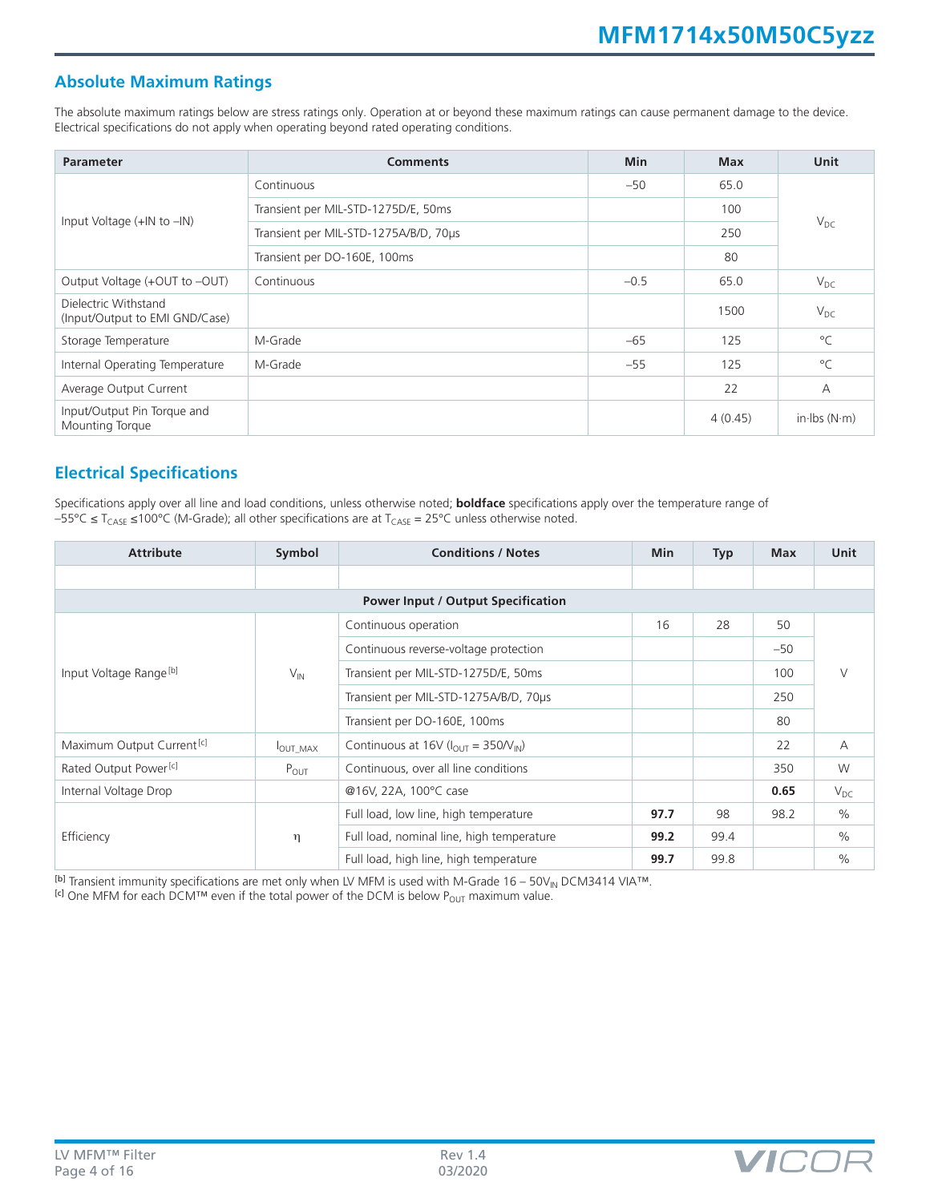## Absolute Maximum Ratings

The absolute maximum ratings below are stress ratings only. Operation at or beyond these maximum ratings can cause permanent damage to the device. Electrical specifications do not apply when operating beyond rated operating conditions.

| Parameter | Comments | Min | Max | Unit |
|---|---|---|---|---|
| Input Voltage (+IN to –IN) | Continuous | –50 | 65.0 | $V_{DC}$ |
| | Transient per MIL-STD-1275D/E, 50ms | | 100 | |
| | Transient per MIL-STD-1275A/B/D, 70µs | | 250 | |
| | Transient per DO-160E, 100ms | | 80 | |
| Output Voltage (+OUT to –OUT) | Continuous | –0.5 | 65.0 | $V_{DC}$ |
| Dielectric Withstand (Input/Output to EMI GND/Case) | | | 1500 | $V_{DC}$ |
| Storage Temperature | M-Grade | –65 | 125 | °C |
| Internal Operating Temperature | M-Grade | –55 | 125 | °C |
| Average Output Current | | | 22 | A |
| Input/Output Pin Torque and Mounting Torque | | | 4 (0.45) | in·lbs (N·m) |

## Electrical Specifications

Specifications apply over all line and load conditions, unless otherwise noted; **boldface** specifications apply over the temperature range of –55°C ≤ $T_{CASE}$ ≤100°C (M-Grade); all other specifications are at $T_{CASE}$ = 25°C unless otherwise noted.

| Attribute | Symbol | Conditions / Notes | Min | Typ | Max | Unit |
|---|---|---|---|---|---|---|
| | | | | | | |
| **Power Input / Output Specification** | | | | | | |
| Input Voltage Range [b] | $V_{IN}$ | Continuous operation | 16 | 28 | 50 | V |
| | | Continuous reverse-voltage protection | | | –50 | |
| | | Transient per MIL-STD-1275D/E, 50ms | | | 100 | |
| | | Transient per MIL-STD-1275A/B/D, 70µs | | | 250 | |
| | | Transient per DO-160E, 100ms | | | 80 | |
| Maximum Output Current [c] | $I_{OUT\_MAX}$ | Continuous at 16V ($I_{OUT}$ = 350/$V_{IN}$) | | | 22 | A |
| Rated Output Power [c] | $P_{OUT}$ | Continuous, over all line conditions | | | 350 | W |
| Internal Voltage Drop | | @16V, 22A, 100°C case | | | **0.65** | $V_{DC}$ |
| Efficiency | $\eta$ | Full load, low line, high temperature | **97.7** | 98 | 98.2 | % |
| | | Full load, nominal line, high temperature | **99.2** | 99.4 | | % |
| | | Full load, high line, high temperature | **99.7** | 99.8 | | % |

[b] Transient immunity specifications are met only when LV MFM is used with M-Grade 16 – 50$V_{IN}$ DCM3414 VIA™.
[c] One MFM for each DCM™ even if the total power of the DCM is below $P_{OUT}$ maximum value.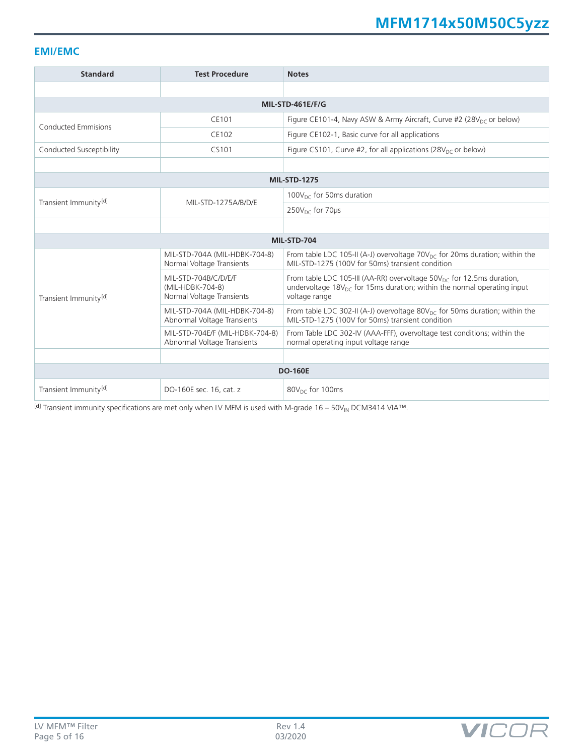## EMI/EMC

| Standard | Test Procedure | Notes |
|---|---|---|
| | | |
| **MIL-STD-461E/F/G** | | |
| Conducted Emmisions | CE101 | Figure CE101-4, Navy ASW & Army Aircraft, Curve #2 (28$V_{DC}$ or below) |
| | CE102 | Figure CE102-1, Basic curve for all applications |
| Conducted Susceptibility | CS101 | Figure CS101, Curve #2, for all applications (28$V_{DC}$ or below) |
| | | |
| **MIL-STD-1275** | | |
| Transient Immunity[d] | MIL-STD-1275A/B/D/E | 100$V_{DC}$ for 50ms duration |
| | | 250$V_{DC}$ for 70µs |
| | | |
| **MIL-STD-704** | | |
| Transient Immunity[d] | MIL-STD-704A (MIL-HDBK-704-8) Normal Voltage Transients | From table LDC 105-II (A-J) overvoltage 70$V_{DC}$ for 20ms duration; within the MIL-STD-1275 (100V for 50ms) transient condition |
| | MIL-STD-704B/C/D/E/F (MIL-HDBK-704-8) Normal Voltage Transients | From table LDC 105-III (AA-RR) overvoltage 50$V_{DC}$ for 12.5ms duration, undervoltage 18$V_{DC}$ for 15ms duration; within the normal operating input voltage range |
| | MIL-STD-704A (MIL-HDBK-704-8) Abnormal Voltage Transients | From table LDC 302-II (A-J) overvoltage 80$V_{DC}$ for 50ms duration; within the MIL-STD-1275 (100V for 50ms) transient condition |
| | MIL-STD-704E/F (MIL-HDBK-704-8) Abnormal Voltage Transients | From Table LDC 302-IV (AAA-FFF), overvoltage test conditions; within the normal operating input voltage range |
| | | |
| **DO-160E** | | |
| Transient Immunity[d] | DO-160E sec. 16, cat. z | 80$V_{DC}$ for 100ms |

[d] Transient immunity specifications are met only when LV MFM is used with M-grade 16 – 50$V_{IN}$ DCM3414 VIA™.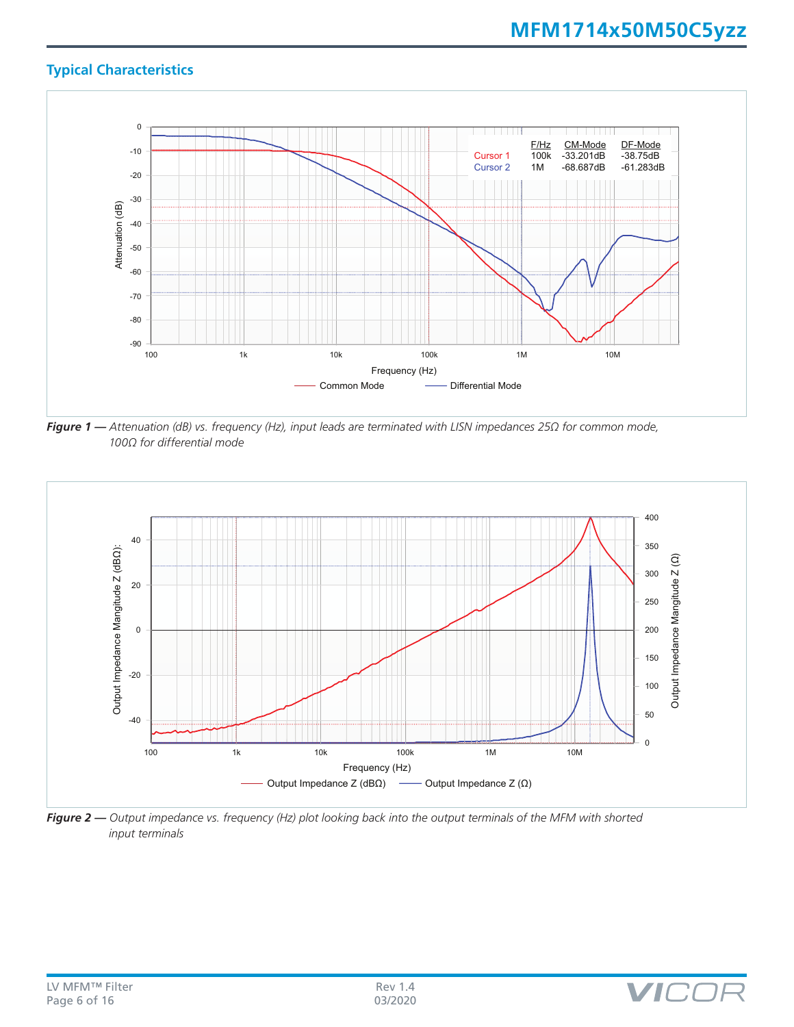## Typical Characteristics

| | F/Hz | CM-Mode | DF-Mode |
|---|---|---|---|
| Cursor 1 | 100k | -33.201dB | -38.75dB |
| Cursor 2 | 1M | -68.687dB | -61.283dB |

***Figure 1 —*** *Attenuation (dB) vs. frequency (Hz), input leads are terminated with LISN impedances 25Ω for common mode, 100Ω for differential mode*

***Figure 2 —*** *Output impedance vs. frequency (Hz) plot looking back into the output terminals of the MFM with shorted input terminals*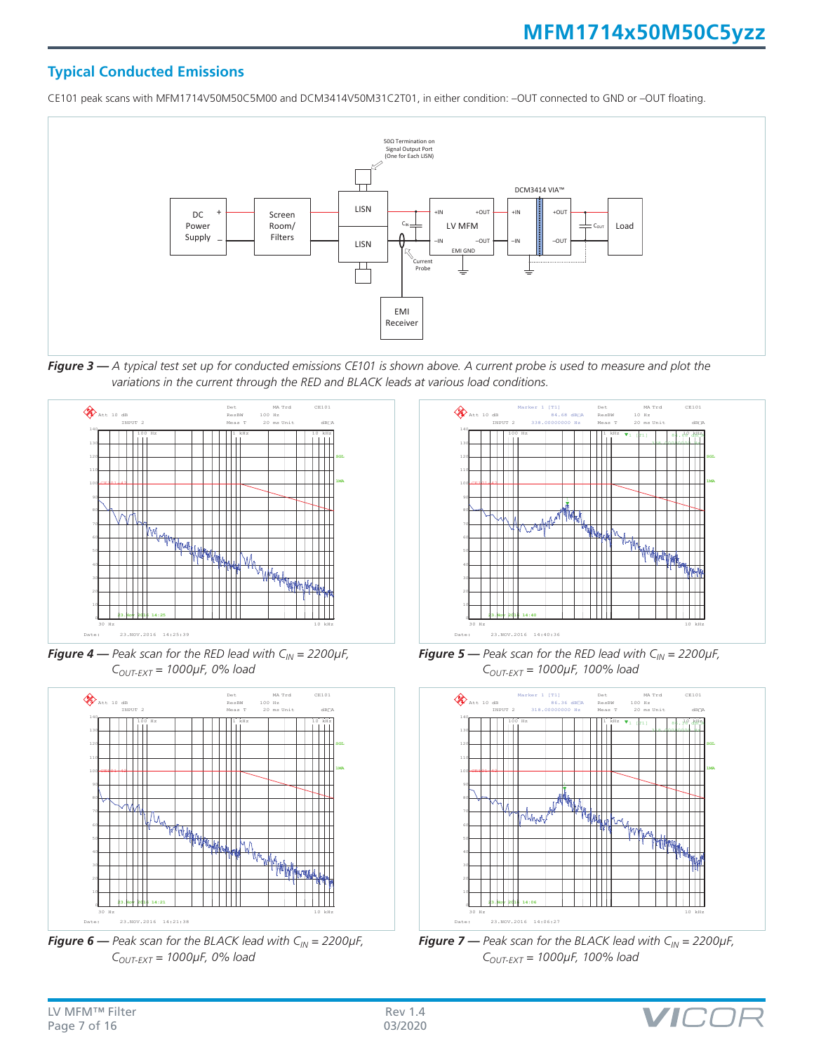## Typical Conducted Emissions

CE101 peak scans with MFM1714V50M50C5M00 and DCM3414V50M31C2T01, in either condition: –OUT connected to GND or –OUT floating.

***Figure 3 —*** *A typical test set up for conducted emissions CE101 is shown above. A current probe is used to measure and plot the variations in the current through the RED and BLACK leads at various load conditions.*

***Figure 4 —*** *Peak scan for the RED lead with $C_{IN}$ = 2200µF, $C_{OUT-EXT}$ = 1000µF, 0% load*

***Figure 5 —*** *Peak scan for the RED lead with $C_{IN}$ = 2200µF, $C_{OUT-EXT}$ = 1000µF, 100% load*

***Figure 6 —*** *Peak scan for the BLACK lead with $C_{IN}$ = 2200µF, $C_{OUT-EXT}$ = 1000µF, 0% load*

***Figure 7 —*** *Peak scan for the BLACK lead with $C_{IN}$ = 2200µF, $C_{OUT-EXT}$ = 1000µF, 100% load*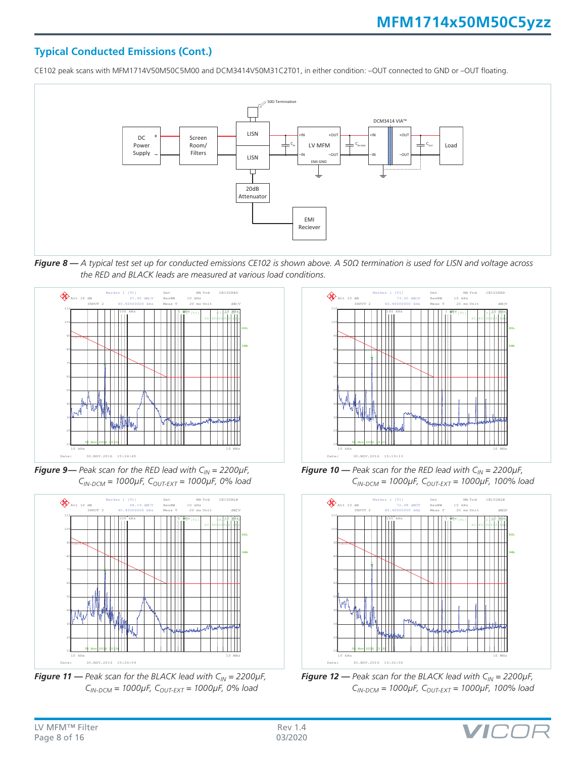## Typical Conducted Emissions (Cont.)

CE102 peak scans with MFM1714V50M50C5M00 and DCM3414V50M31C2T01, in either condition: –OUT connected to GND or –OUT floating.

***Figure 8** — A typical test set up for conducted emissions CE102 is shown above. A 50Ω termination is used for LISN and voltage across the RED and BLACK leads are measured at various load conditions.*

***Figure 9**— Peak scan for the RED lead with $C_{IN}$ = 2200µF, $C_{IN\text{-}DCM}$ = 1000µF, $C_{OUT\text{-}EXT}$ = 1000µF, 0% load*

***Figure 10** — Peak scan for the RED lead with $C_{IN}$ = 2200µF, $C_{IN\text{-}DCM}$ = 1000µF, $C_{OUT\text{-}EXT}$ = 1000µF, 100% load*

***Figure 11** — Peak scan for the BLACK lead with $C_{IN}$ = 2200µF, $C_{IN\text{-}DCM}$ = 1000µF, $C_{OUT\text{-}EXT}$ = 1000µF, 0% load*

***Figure 12** — Peak scan for the BLACK lead with $C_{IN}$ = 2200µF, $C_{IN\text{-}DCM}$ = 1000µF, $C_{OUT\text{-}EXT}$ = 1000µF, 100% load*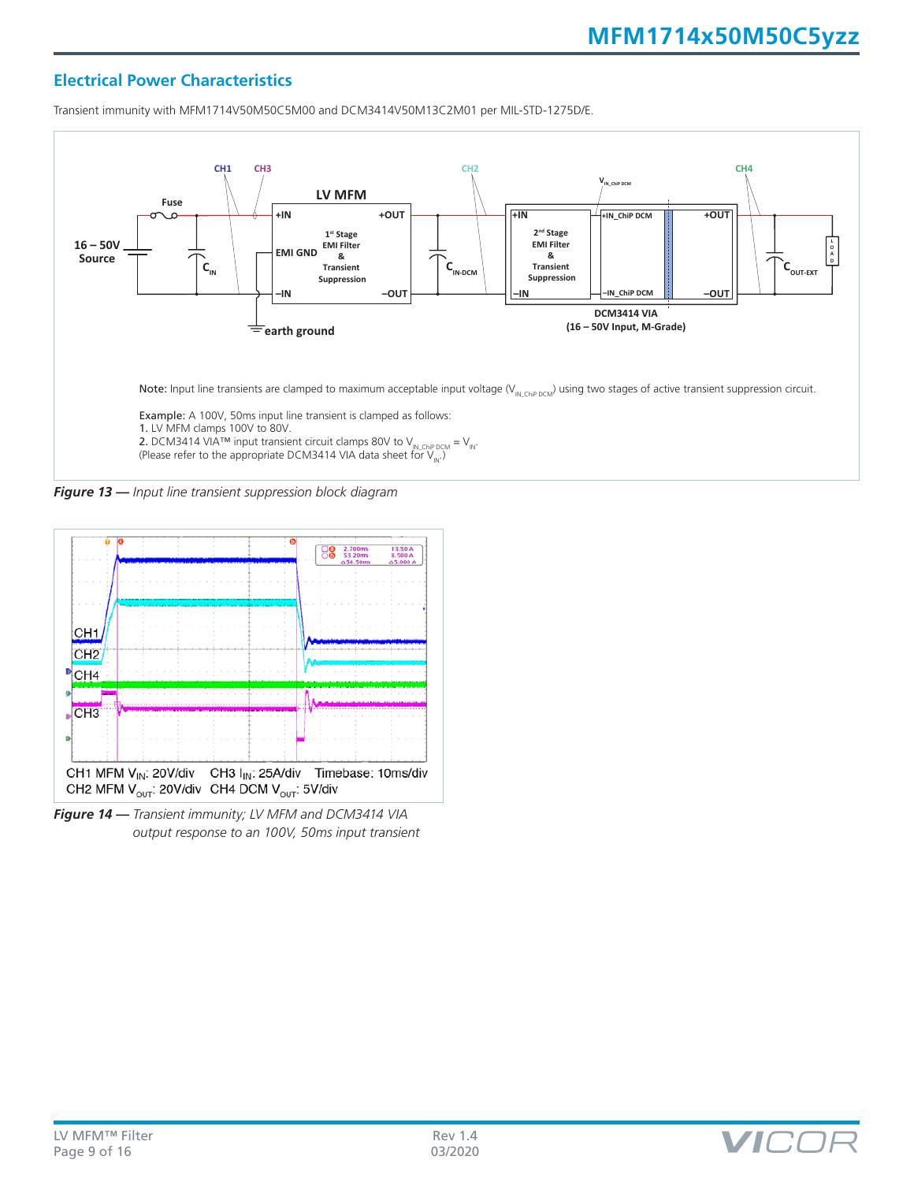## Electrical Power Characteristics

Transient immunity with MFM1714V50M50C5M00 and DCM3414V50M13C2M01 per MIL-STD-1275D/E.

Note: Input line transients are clamped to maximum acceptable input voltage ($V_{IN\_ChiP\ DCM}$) using two stages of active transient suppression circuit.

Example: A 100V, 50ms input line transient is clamped as follows:
1. LV MFM clamps 100V to 80V.
2. DCM3414 VIA™ input transient circuit clamps 80V to $V_{IN\_ChiP\ DCM} = V_{IN}$.
(Please refer to the appropriate DCM3414 VIA data sheet for $V_{IN}$.)

***Figure 13 —*** *Input line transient suppression block diagram*

CH1 MFM $V_{IN}$: 20V/div  CH3 $I_{IN}$: 25A/div  Timebase: 10ms/div
CH2 MFM $V_{OUT}$: 20V/div  CH4 DCM $V_{OUT}$: 5V/div

***Figure 14 —*** *Transient immunity; LV MFM and DCM3414 VIA output response to an 100V, 50ms input transient*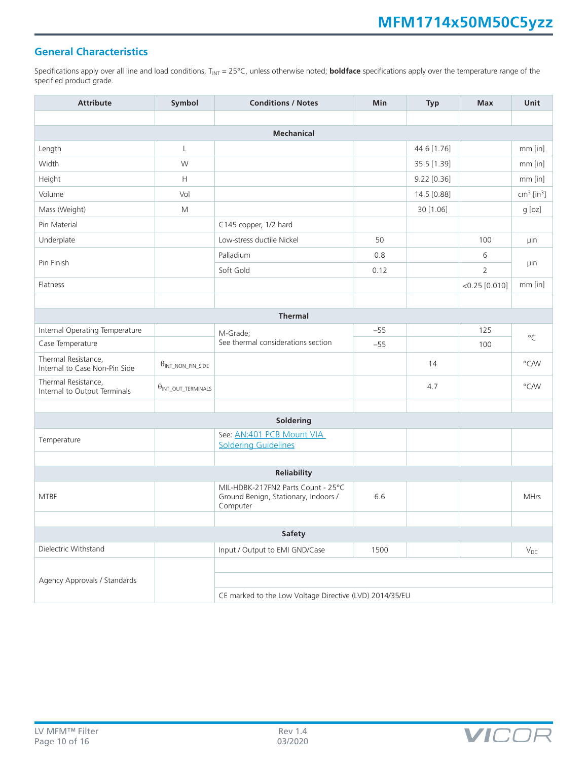## General Characteristics

Specifications apply over all line and load conditions, $T_{INT}$ = 25°C, unless otherwise noted; **boldface** specifications apply over the temperature range of the specified product grade.

| Attribute | Symbol | Conditions / Notes | Min | Typ | Max | Unit |
|---|---|---|---|---|---|---|
| | | | | | | |
| | | **Mechanical** | | | | |
| Length | L | | | 44.6 [1.76] | | mm [in] |
| Width | W | | | 35.5 [1.39] | | mm [in] |
| Height | H | | | 9.22 [0.36] | | mm [in] |
| Volume | Vol | | | 14.5 [0.88] | | $cm^3$ [$in^3$] |
| Mass (Weight) | M | | | 30 [1.06] | | g [oz] |
| Pin Material | | C145 copper, 1/2 hard | | | | |
| Underplate | | Low-stress ductile Nickel | 50 | | 100 | µin |
| Pin Finish | | Palladium | 0.8 | | 6 | µin |
| | | Soft Gold | 0.12 | | 2 | µin |
| Flatness | | | | | <0.25 [0.010] | mm [in] |
| | | | | | | |
| | | **Thermal** | | | | |
| Internal Operating Temperature | | M-Grade; See thermal considerations section | –55 | | 125 | °C |
| Case Temperature | | M-Grade; See thermal considerations section | –55 | | 100 | °C |
| Thermal Resistance, Internal to Case Non-Pin Side | $\theta_{INT\_NON\_PIN\_SIDE}$ | | | 14 | | °C/W |
| Thermal Resistance, Internal to Output Terminals | $\theta_{INT\_OUT\_TERMINALS}$ | | | 4.7 | | °C/W |
| | | | | | | |
| | | **Soldering** | | | | |
| Temperature | | See: AN:401 PCB Mount VIA Soldering Guidelines | | | | |
| | | | | | | |
| | | **Reliability** | | | | |
| MTBF | | MIL-HDBK-217FN2 Parts Count - 25°C Ground Benign, Stationary, Indoors / Computer | 6.6 | | | MHrs |
| | | | | | | |
| | | **Safety** | | | | |
| Dielectric Withstand | | Input / Output to EMI GND/Case | 1500 | | | $V_{DC}$ |
| Agency Approvals / Standards | | | | | | |
| | | | | | | |
| | | CE marked to the Low Voltage Directive (LVD) 2014/35/EU | | | | |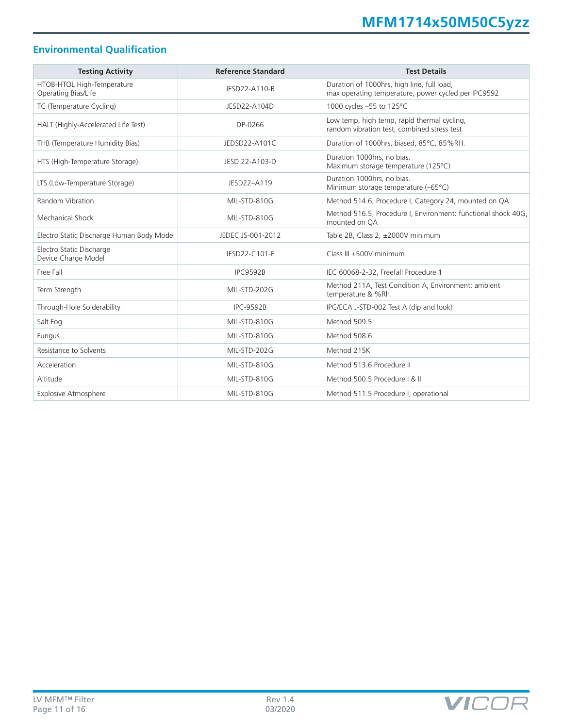## Environmental Qualification

| Testing Activity | Reference Standard | Test Details |
|---|---|---|
| HTOB-HTOL High-Temperature Operating Bias/Life | JESD22-A110-B | Duration of 1000hrs, high line, full load, max operating temperature, power cycled per IPC9592 |
| TC (Temperature Cycling) | JESD22-A104D | 1000 cycles –55 to 125°C |
| HALT (Highly-Accelerated Life Test) | DP-0266 | Low temp, high temp, rapid thermal cycling, random vibration test, combined stress test |
| THB (Temperature Humidity Bias) | JEDSD22-A101C | Duration of 1000hrs, biased, 85°C, 85%RH. |
| HTS (High-Temperature Storage) | JESD 22-A103-D | Duration 1000hrs, no bias. Maximum storage temperature (125°C) |
| LTS (Low-Temperature Storage) | JESD22–A119 | Duration 1000hrs, no bias. Minimum storage temperature (–65°C) |
| Random Vibration | MIL-STD-810G | Method 514.6, Procedure I, Category 24, mounted on QA |
| Mechanical Shock | MIL-STD-810G | Method 516.5, Procedure I, Environment: functional shock 40G, mounted on QA |
| Electro Static Discharge Human Body Model | JEDEC JS-001-2012 | Table 2B, Class 2, ±2000V minimum |
| Electro Static Discharge Device Charge Model | JESD22-C101-E | Class III ±500V minimum |
| Free Fall | IPC9592B | IEC 60068-2-32, Freefall Procedure 1 |
| Term Strength | MIL-STD-202G | Method 211A, Test Condition A, Environment: ambient temperature & %Rh. |
| Through-Hole Solderability | IPC-9592B | IPC/ECA J-STD-002 Test A (dip and look) |
| Salt Fog | MIL-STD-810G | Method 509.5 |
| Fungus | MIL-STD-810G | Method 508.6 |
| Resistance to Solvents | MIL-STD-202G | Method 215K |
| Acceleration | MIL-STD-810G | Method 513.6 Procedure II |
| Altitude | MIL-STD-810G | Method 500.5 Procedure I & II |
| Explosive Atmosphere | MIL-STD-810G | Method 511.5 Procedure I, operational |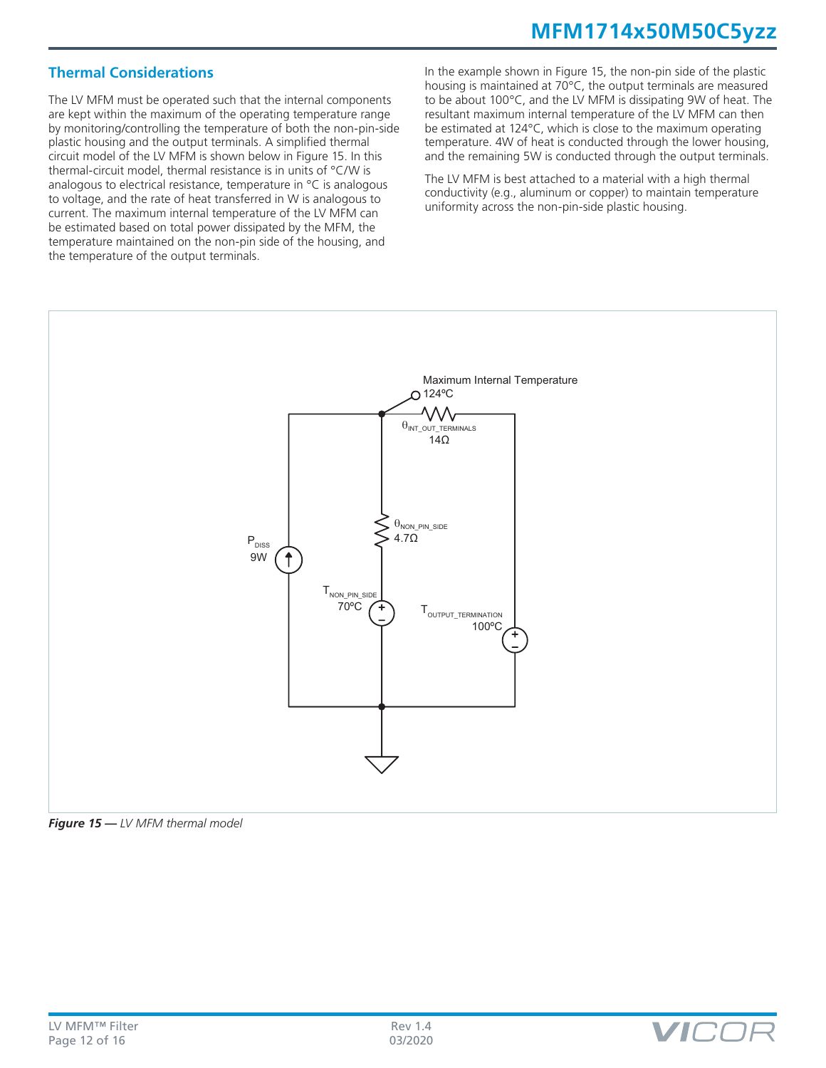## Thermal Considerations

The LV MFM must be operated such that the internal components are kept within the maximum of the operating temperature range by monitoring/controlling the temperature of both the non-pin-side plastic housing and the output terminals. A simplified thermal circuit model of the LV MFM is shown below in Figure 15. In this thermal-circuit model, thermal resistance is in units of °C/W is analogous to electrical resistance, temperature in °C is analogous to voltage, and the rate of heat transferred in W is analogous to current. The maximum internal temperature of the LV MFM can be estimated based on total power dissipated by the MFM, the temperature maintained on the non-pin side of the housing, and the temperature of the output terminals.

In the example shown in Figure 15, the non-pin side of the plastic housing is maintained at 70°C, the output terminals are measured to be about 100°C, and the LV MFM is dissipating 9W of heat. The resultant maximum internal temperature of the LV MFM can then be estimated at 124°C, which is close to the maximum operating temperature. 4W of heat is conducted through the lower housing, and the remaining 5W is conducted through the output terminals.

The LV MFM is best attached to a material with a high thermal conductivity (e.g., aluminum or copper) to maintain temperature uniformity across the non-pin-side plastic housing.

Maximum Internal Temperature 124ºC

$\theta_{INT\_OUT\_TERMINALS}$ 14Ω

$\theta_{NON\_PIN\_SIDE}$ 4.7Ω

$P_{DISS}$ 9W

$T_{NON\_PIN\_SIDE}$ 70ºC

$T_{OUTPUT\_TERMINATION}$ 100ºC

*Figure 15 — LV MFM thermal model*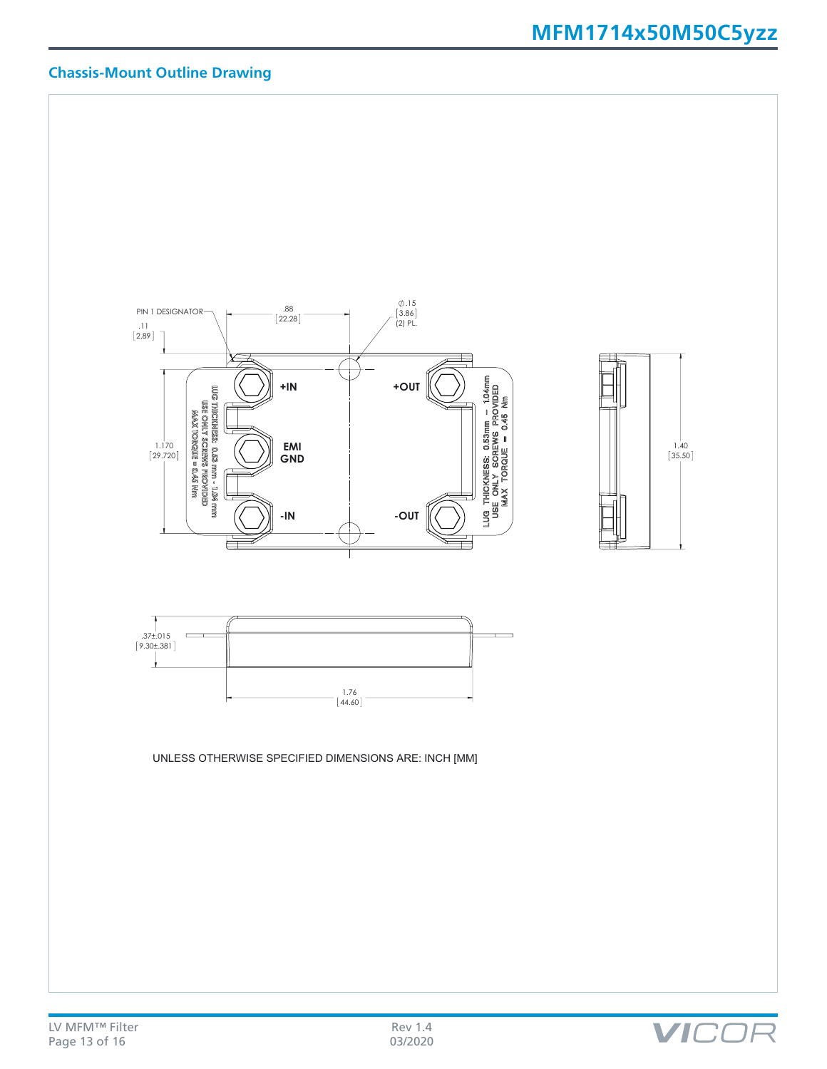## Chassis-Mount Outline Drawing

PIN 1 DESIGNATOR

.11 [2.89]

.88 [22.28]

∅.15 [3.86] (2) PL.

1.170 [29.720]

+IN

EMI GND

-IN

+OUT

-OUT

LUG THICKNESS: 0.53 mm - 1.04 mm
USE ONLY SCREWS PROVIDED
MAX TORQUE = 0.45 Nm

LUG THICKNESS: 0.53mm – 1.04mm
USE ONLY SCREWS PROVIDED
MAX TORQUE = 0.45 Nm

1.40 [35.50]

.37±.015 [9.30±.381]

1.76 [44.60]

UNLESS OTHERWISE SPECIFIED DIMENSIONS ARE: INCH [MM]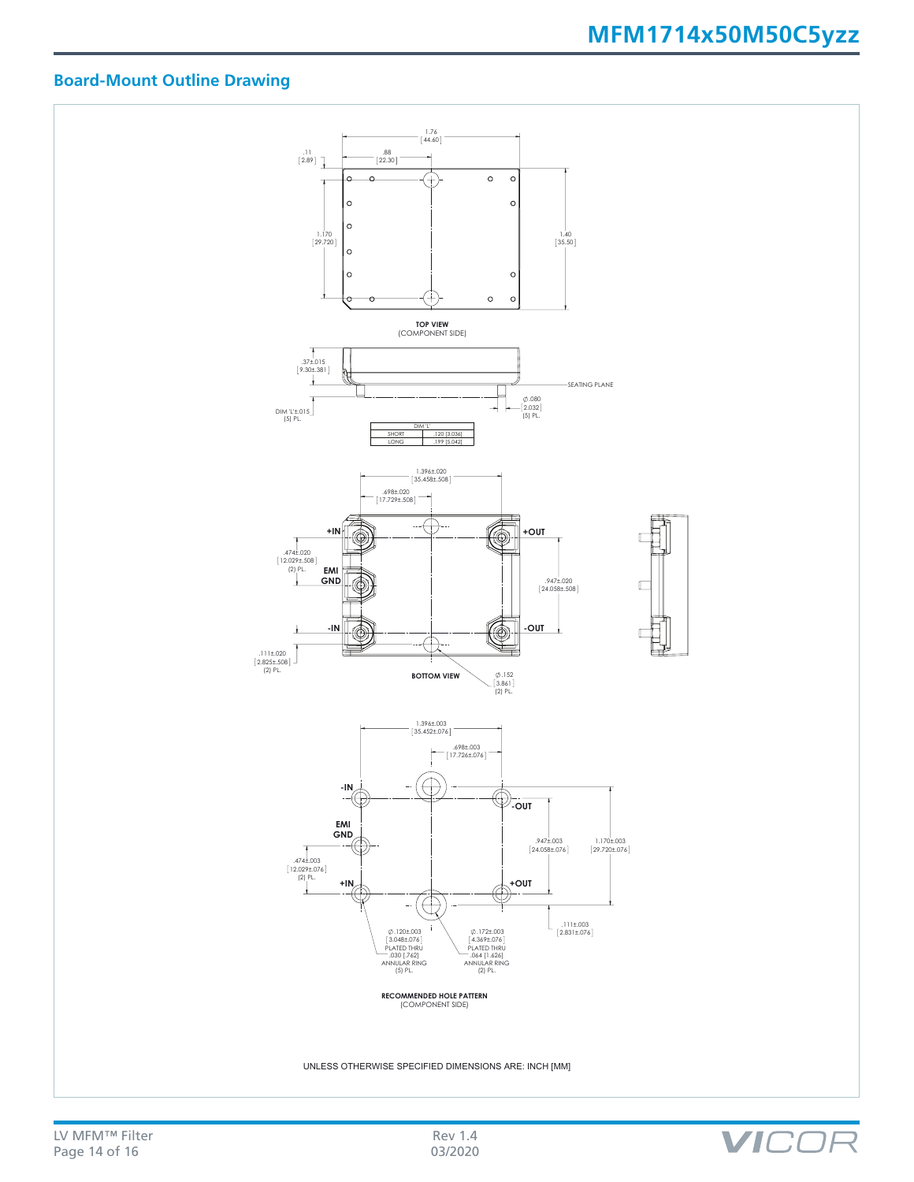## Board-Mount Outline Drawing

TOP VIEW
(COMPONENT SIDE)

1.76 [44.60]
.88 [22.30]
.11 [2.89]
1.170 [29.720]
1.40 [35.50]

.37±.015 [9.30±.381]
SEATING PLANE
DIM 'L'±.015 (5) PL.
∅.080 [2.032] (5) PL.

| DIM 'L' | |
|---|---|
| SHORT | .120 [3.036] |
| LONG | .199 [5.042] |

BOTTOM VIEW

1.396±.020 [35.458±.508]
.698±.020 [17.729±.508]
.474±.020 [12.029±.508] (2) PL.
.947±.020 [24.058±.508]
.111±.020 [2.825±.508] (2) PL.
∅.152 [3.861] (2) PL.

+IN, EMI GND, -IN, +OUT, -OUT

RECOMMENDED HOLE PATTERN
(COMPONENT SIDE)

1.396±.003 [35.452±.076]
.698±.003 [17.726±.076]
.474±.003 [12.029±.076] (2) PL.
.947±.003 [24.058±.076]
1.170±.003 [29.720±.076]
.111±.003 [2.831±.076]
∅.120±.003 [3.048±.076] PLATED THRU .030 [.762] ANNULAR RING (5) PL.
∅.172±.003 [4.369±.076] PLATED THRU .064 [1.626] ANNULAR RING (2) PL.

-IN, EMI GND, +IN, -OUT, +OUT

UNLESS OTHERWISE SPECIFIED DIMENSIONS ARE: INCH [MM]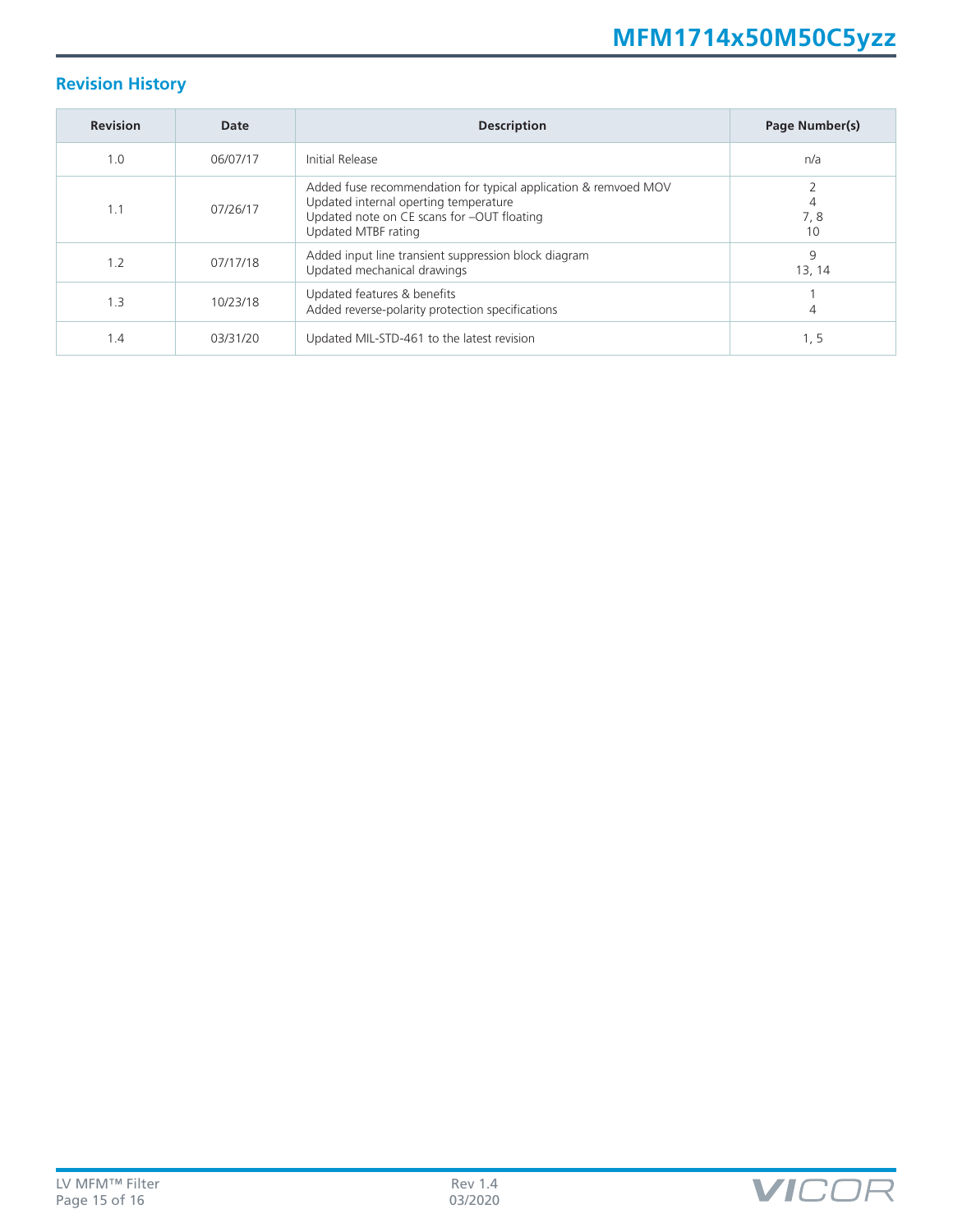## Revision History

| Revision | Date | Description | Page Number(s) |
|---|---|---|---|
| 1.0 | 06/07/17 | Initial Release | n/a |
| 1.1 | 07/26/17 | Added fuse recommendation for typical application & remvoed MOV<br>Updated internal operting temperature<br>Updated note on CE scans for –OUT floating<br>Updated MTBF rating | 2<br>4<br>7, 8<br>10 |
| 1.2 | 07/17/18 | Added input line transient suppression block diagram<br>Updated mechanical drawings | 9<br>13, 14 |
| 1.3 | 10/23/18 | Updated features & benefits<br>Added reverse-polarity protection specifications | 1<br>4 |
| 1.4 | 03/31/20 | Updated MIL-STD-461 to the latest revision | 1, 5 |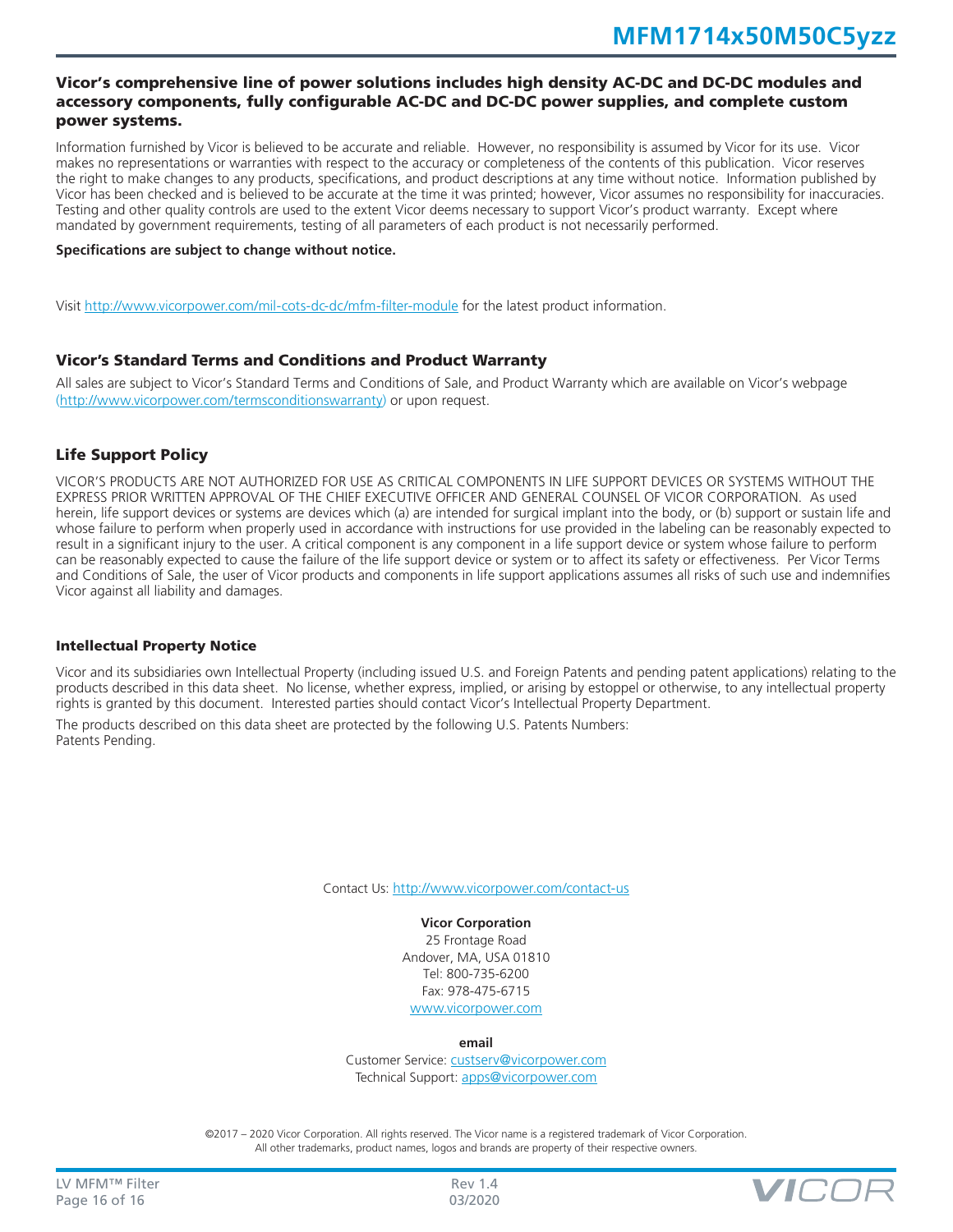**Vicor's comprehensive line of power solutions includes high density AC-DC and DC-DC modules and accessory components, fully configurable AC-DC and DC-DC power supplies, and complete custom power systems.**

Information furnished by Vicor is believed to be accurate and reliable. However, no responsibility is assumed by Vicor for its use. Vicor makes no representations or warranties with respect to the accuracy or completeness of the contents of this publication. Vicor reserves the right to make changes to any products, specifications, and product descriptions at any time without notice. Information published by Vicor has been checked and is believed to be accurate at the time it was printed; however, Vicor assumes no responsibility for inaccuracies. Testing and other quality controls are used to the extent Vicor deems necessary to support Vicor's product warranty. Except where mandated by government requirements, testing of all parameters of each product is not necessarily performed.

**Specifications are subject to change without notice.**

Visit http://www.vicorpower.com/mil-cots-dc-dc/mfm-filter-module for the latest product information.

## Vicor's Standard Terms and Conditions and Product Warranty

All sales are subject to Vicor's Standard Terms and Conditions of Sale, and Product Warranty which are available on Vicor's webpage (http://www.vicorpower.com/termsconditionswarranty) or upon request.

## Life Support Policy

VICOR'S PRODUCTS ARE NOT AUTHORIZED FOR USE AS CRITICAL COMPONENTS IN LIFE SUPPORT DEVICES OR SYSTEMS WITHOUT THE EXPRESS PRIOR WRITTEN APPROVAL OF THE CHIEF EXECUTIVE OFFICER AND GENERAL COUNSEL OF VICOR CORPORATION. As used herein, life support devices or systems are devices which (a) are intended for surgical implant into the body, or (b) support or sustain life and whose failure to perform when properly used in accordance with instructions for use provided in the labeling can be reasonably expected to result in a significant injury to the user. A critical component is any component in a life support device or system whose failure to perform can be reasonably expected to cause the failure of the life support device or system or to affect its safety or effectiveness. Per Vicor Terms and Conditions of Sale, the user of Vicor products and components in life support applications assumes all risks of such use and indemnifies Vicor against all liability and damages.

### Intellectual Property Notice

Vicor and its subsidiaries own Intellectual Property (including issued U.S. and Foreign Patents and pending patent applications) relating to the products described in this data sheet. No license, whether express, implied, or arising by estoppel or otherwise, to any intellectual property rights is granted by this document. Interested parties should contact Vicor's Intellectual Property Department.

The products described on this data sheet are protected by the following U.S. Patents Numbers:
Patents Pending.

Contact Us: http://www.vicorpower.com/contact-us

**Vicor Corporation**
25 Frontage Road
Andover, MA, USA 01810
Tel: 800-735-6200
Fax: 978-475-6715
www.vicorpower.com

**email**
Customer Service: custserv@vicorpower.com
Technical Support: apps@vicorpower.com

©2017 – 2020 Vicor Corporation. All rights reserved. The Vicor name is a registered trademark of Vicor Corporation.
All other trademarks, product names, logos and brands are property of their respective owners.